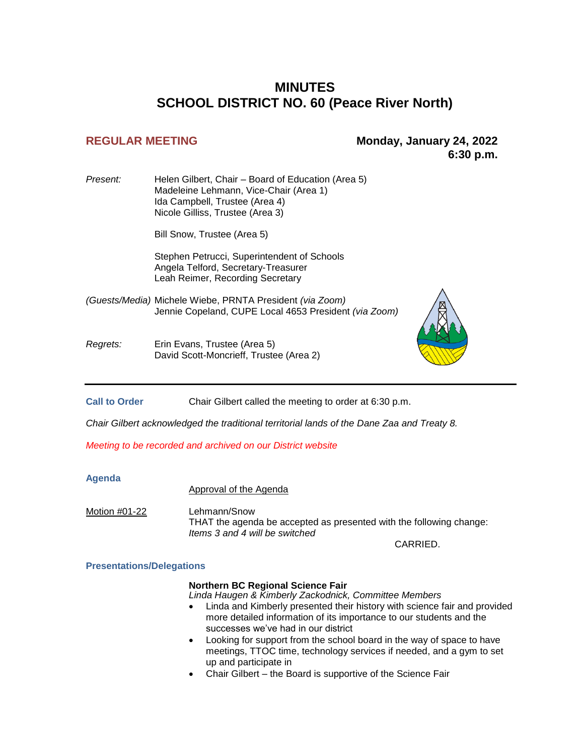# MINUTES
# SCHOOL DISTRICT NO. 60 (Peace River North)

**REGULAR MEETING** **Monday, January 24, 2022**
**6:30 p.m.**

*Present:* Helen Gilbert, Chair – Board of Education (Area 5)
Madeleine Lehmann, Vice-Chair (Area 1)
Ida Campbell, Trustee (Area 4)
Nicole Gilliss, Trustee (Area 3)

Bill Snow, Trustee (Area 5)

Stephen Petrucci, Superintendent of Schools
Angela Telford, Secretary-Treasurer
Leah Reimer, Recording Secretary

*(Guests/Media)* Michele Wiebe, PRNTA President *(via Zoom)*
Jennie Copeland, CUPE Local 4653 President *(via Zoom)*

*Regrets:* Erin Evans, Trustee (Area 5)
David Scott-Moncrieff, Trustee (Area 2)

---

**Call to Order** Chair Gilbert called the meeting to order at 6:30 p.m.

*Chair Gilbert acknowledged the traditional territorial lands of the Dane Zaa and Treaty 8.*

*Meeting to be recorded and archived on our District website*

**Agenda**

Approval of the Agenda

Motion #01-22 Lehmann/Snow
THAT the agenda be accepted as presented with the following change:
*Items 3 and 4 will be switched*

CARRIED.

**Presentations/Delegations**

**Northern BC Regional Science Fair**
*Linda Haugen & Kimberly Zackodnick, Committee Members*

- Linda and Kimberly presented their history with science fair and provided more detailed information of its importance to our students and the successes we've had in our district
- Looking for support from the school board in the way of space to have meetings, TTOC time, technology services if needed, and a gym to set up and participate in
- Chair Gilbert – the Board is supportive of the Science Fair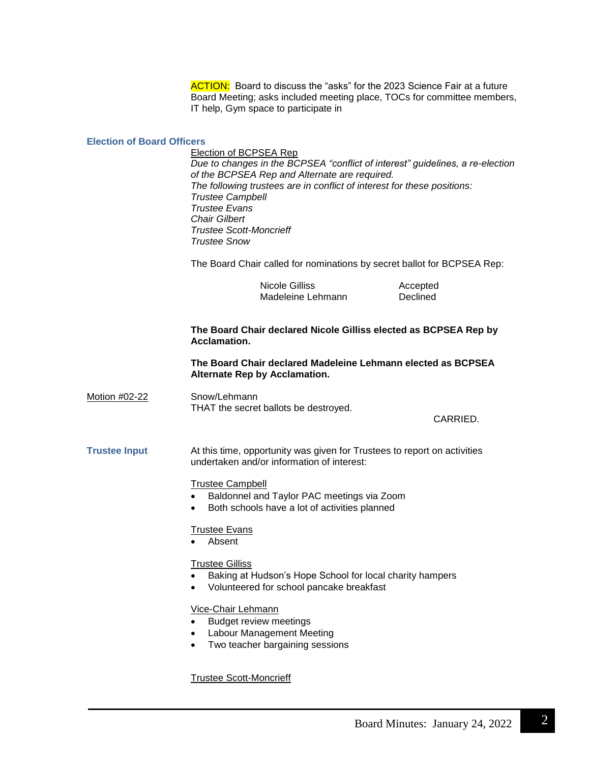ACTION: Board to discuss the "asks" for the 2023 Science Fair at a future Board Meeting; asks included meeting place, TOCs for committee members, IT help, Gym space to participate in

## Election of Board Officers

Election of BCPSEA Rep

*Due to changes in the BCPSEA "conflict of interest" guidelines, a re-election of the BCPSEA Rep and Alternate are required.*

*The following trustees are in conflict of interest for these positions:*

*Trustee Campbell*

*Trustee Evans*

*Chair Gilbert*

*Trustee Scott-Moncrieff*

*Trustee Snow*

The Board Chair called for nominations by secret ballot for BCPSEA Rep:

| | |
|---|---|
| Nicole Gilliss | Accepted |
| Madeleine Lehmann | Declined |

**The Board Chair declared Nicole Gilliss elected as BCPSEA Rep by Acclamation.**

**The Board Chair declared Madeleine Lehmann elected as BCPSEA Alternate Rep by Acclamation.**

Motion #02-22

Snow/Lehmann

THAT the secret ballots be destroyed.

CARRIED.

## Trustee Input

At this time, opportunity was given for Trustees to report on activities undertaken and/or information of interest:

Trustee Campbell

- Baldonnel and Taylor PAC meetings via Zoom
- Both schools have a lot of activities planned

Trustee Evans

- Absent

Trustee Gilliss

- Baking at Hudson's Hope School for local charity hampers
- Volunteered for school pancake breakfast

Vice-Chair Lehmann

- Budget review meetings
- Labour Management Meeting
- Two teacher bargaining sessions

Trustee Scott-Moncrieff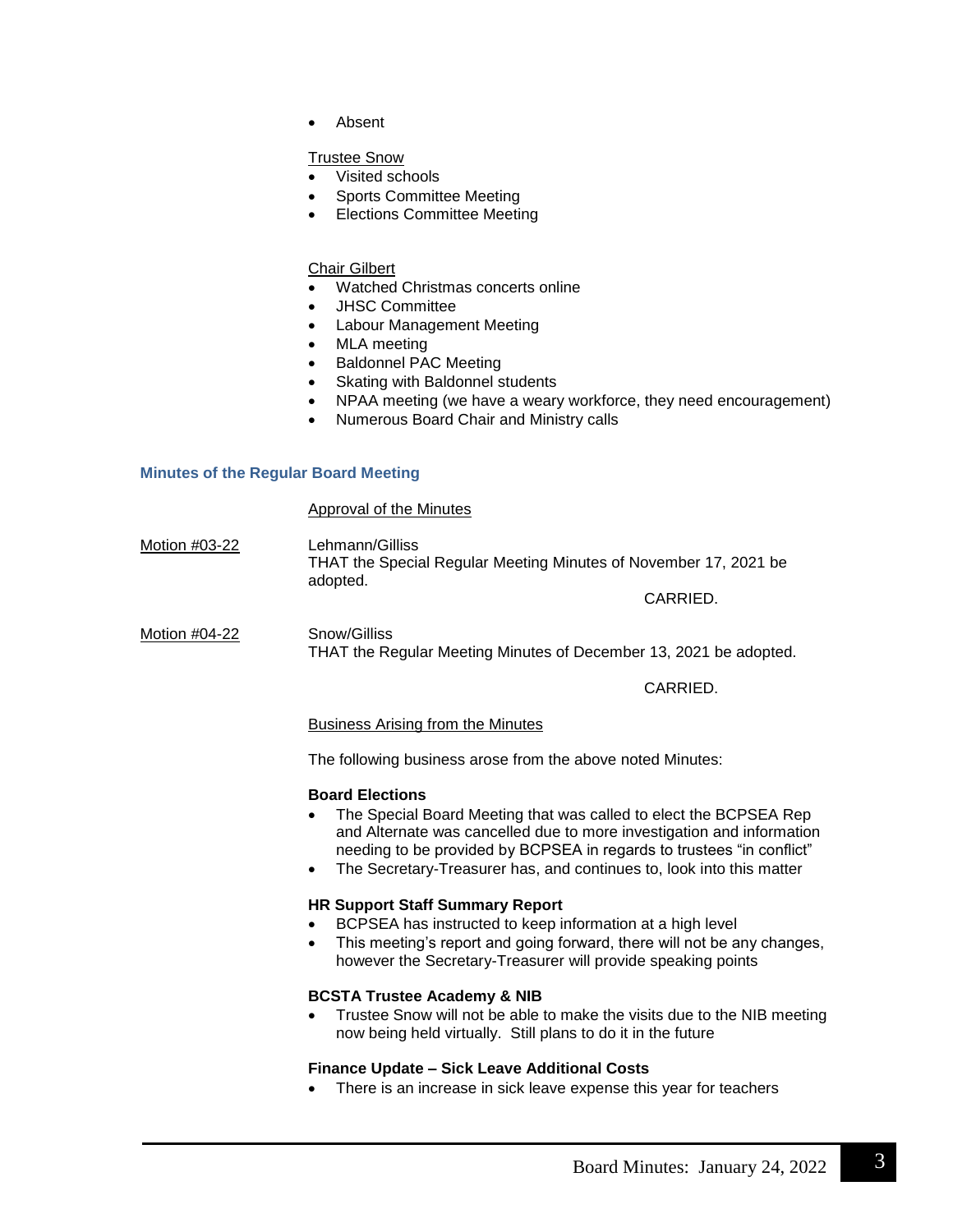- Absent

Trustee Snow

- Visited schools
- Sports Committee Meeting
- Elections Committee Meeting

Chair Gilbert

- Watched Christmas concerts online
- JHSC Committee
- Labour Management Meeting
- MLA meeting
- Baldonnel PAC Meeting
- Skating with Baldonnel students
- NPAA meeting (we have a weary workforce, they need encouragement)
- Numerous Board Chair and Ministry calls

## Minutes of the Regular Board Meeting

Approval of the Minutes

Motion #03-22 Lehmann/Gilliss
THAT the Special Regular Meeting Minutes of November 17, 2021 be adopted.

CARRIED.

Motion #04-22 Snow/Gilliss
THAT the Regular Meeting Minutes of December 13, 2021 be adopted.

CARRIED.

Business Arising from the Minutes

The following business arose from the above noted Minutes:

**Board Elections**

- The Special Board Meeting that was called to elect the BCPSEA Rep and Alternate was cancelled due to more investigation and information needing to be provided by BCPSEA in regards to trustees "in conflict"
- The Secretary-Treasurer has, and continues to, look into this matter

**HR Support Staff Summary Report**

- BCPSEA has instructed to keep information at a high level
- This meeting's report and going forward, there will not be any changes, however the Secretary-Treasurer will provide speaking points

**BCSTA Trustee Academy & NIB**

- Trustee Snow will not be able to make the visits due to the NIB meeting now being held virtually. Still plans to do it in the future

**Finance Update – Sick Leave Additional Costs**

- There is an increase in sick leave expense this year for teachers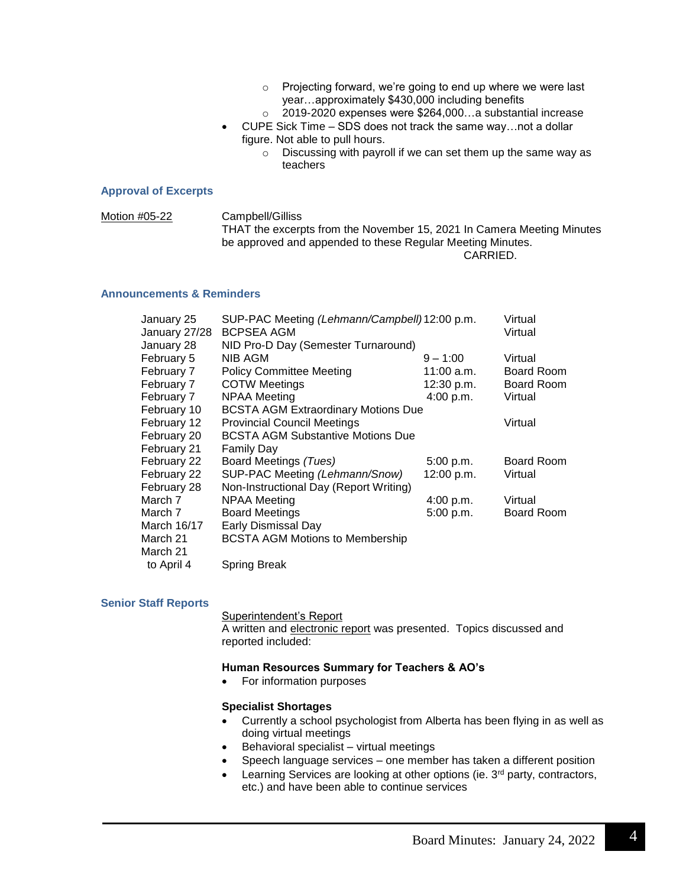- Projecting forward, we're going to end up where we were last year…approximately $430,000 including benefits
    - 2019-2020 expenses were $264,000…a substantial increase
- CUPE Sick Time – SDS does not track the same way…not a dollar figure. Not able to pull hours.
    - Discussing with payroll if we can set them up the same way as teachers

## Approval of Excerpts

Motion #05-22 — Campbell/Gilliss
THAT the excerpts from the November 15, 2021 In Camera Meeting Minutes be approved and appended to these Regular Meeting Minutes.
CARRIED.

## Announcements & Reminders

| Date | Event | Time | Location |
|---|---|---|---|
| January 25 | SUP-PAC Meeting *(Lehmann/Campbell)* | 12:00 p.m. | Virtual |
| January 27/28 | BCPSEA AGM | | Virtual |
| January 28 | NID Pro-D Day (Semester Turnaround) | | |
| February 5 | NIB AGM | 9 – 1:00 | Virtual |
| February 7 | Policy Committee Meeting | 11:00 a.m. | Board Room |
| February 7 | COTW Meetings | 12:30 p.m. | Board Room |
| February 7 | NPAA Meeting | 4:00 p.m. | Virtual |
| February 10 | BCSTA AGM Extraordinary Motions Due | | |
| February 12 | Provincial Council Meetings | | Virtual |
| February 20 | BCSTA AGM Substantive Motions Due | | |
| February 21 | Family Day | | |
| February 22 | Board Meetings *(Tues)* | 5:00 p.m. | Board Room |
| February 22 | SUP-PAC Meeting *(Lehmann/Snow)* | 12:00 p.m. | Virtual |
| February 28 | Non-Instructional Day (Report Writing) | | |
| March 7 | NPAA Meeting | 4:00 p.m. | Virtual |
| March 7 | Board Meetings | 5:00 p.m. | Board Room |
| March 16/17 | Early Dismissal Day | | |
| March 21 | BCSTA AGM Motions to Membership | | |
| March 21 to April 4 | Spring Break | | |

## Senior Staff Reports

Superintendent's Report
A written and electronic report was presented. Topics discussed and reported included:

**Human Resources Summary for Teachers & AO's**

- For information purposes

**Specialist Shortages**

- Currently a school psychologist from Alberta has been flying in as well as doing virtual meetings
- Behavioral specialist – virtual meetings
- Speech language services – one member has taken a different position
- Learning Services are looking at other options (ie. 3rd party, contractors, etc.) and have been able to continue services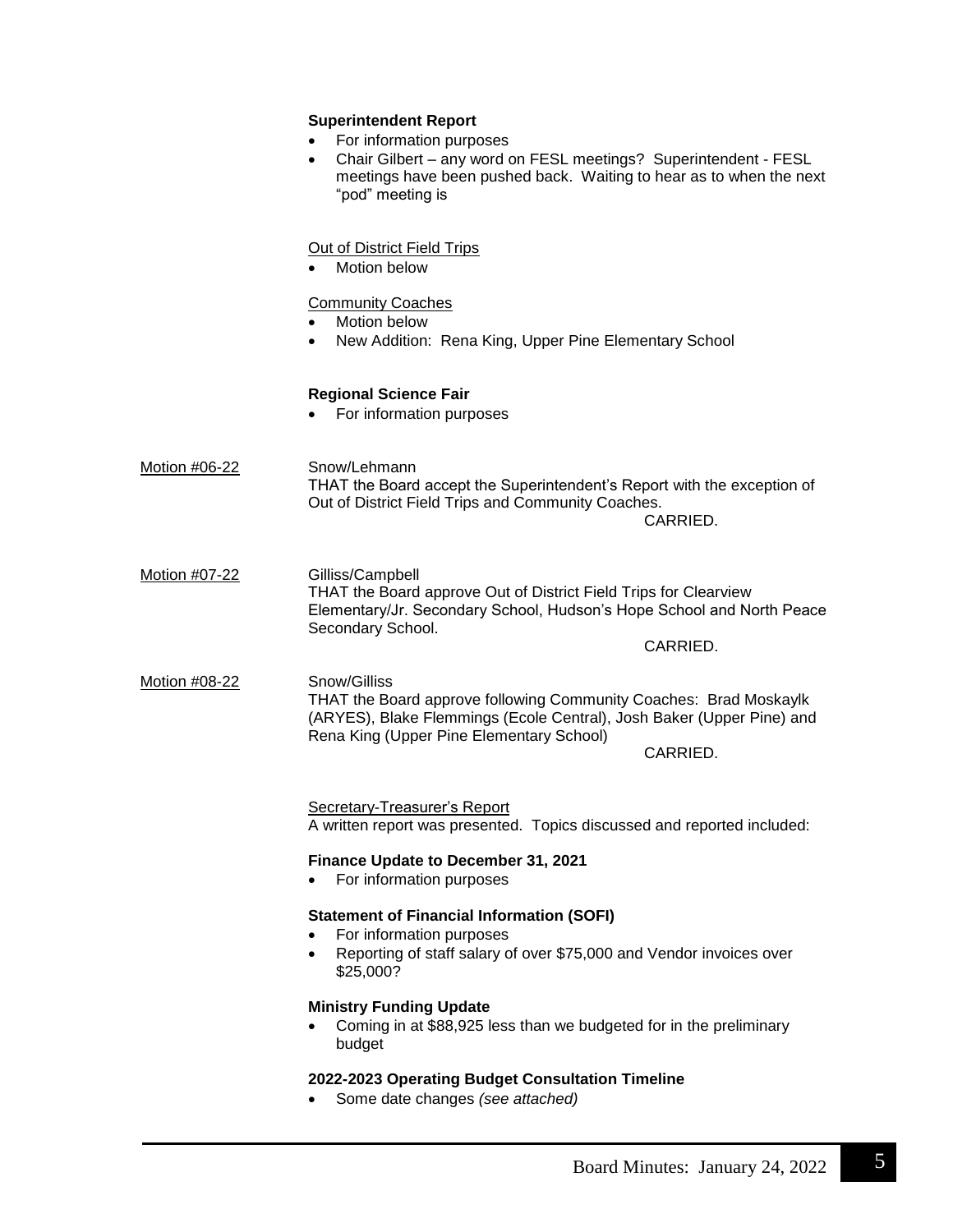**Superintendent Report**

- For information purposes
- Chair Gilbert – any word on FESL meetings? Superintendent - FESL meetings have been pushed back. Waiting to hear as to when the next "pod" meeting is

Out of District Field Trips

- Motion below

Community Coaches

- Motion below
- New Addition: Rena King, Upper Pine Elementary School

**Regional Science Fair**

- For information purposes

Motion #06-22

Snow/Lehmann
THAT the Board accept the Superintendent's Report with the exception of Out of District Field Trips and Community Coaches.

CARRIED.

Motion #07-22

Gilliss/Campbell
THAT the Board approve Out of District Field Trips for Clearview Elementary/Jr. Secondary School, Hudson's Hope School and North Peace Secondary School.

CARRIED.

Motion #08-22

Snow/Gilliss
THAT the Board approve following Community Coaches: Brad Moskaylk (ARYES), Blake Flemmings (Ecole Central), Josh Baker (Upper Pine) and Rena King (Upper Pine Elementary School)

CARRIED.

Secretary-Treasurer's Report
A written report was presented. Topics discussed and reported included:

**Finance Update to December 31, 2021**

- For information purposes

**Statement of Financial Information (SOFI)**

- For information purposes
- Reporting of staff salary of over $75,000 and Vendor invoices over $25,000?

**Ministry Funding Update**

- Coming in at $88,925 less than we budgeted for in the preliminary budget

**2022-2023 Operating Budget Consultation Timeline**

- Some date changes *(see attached)*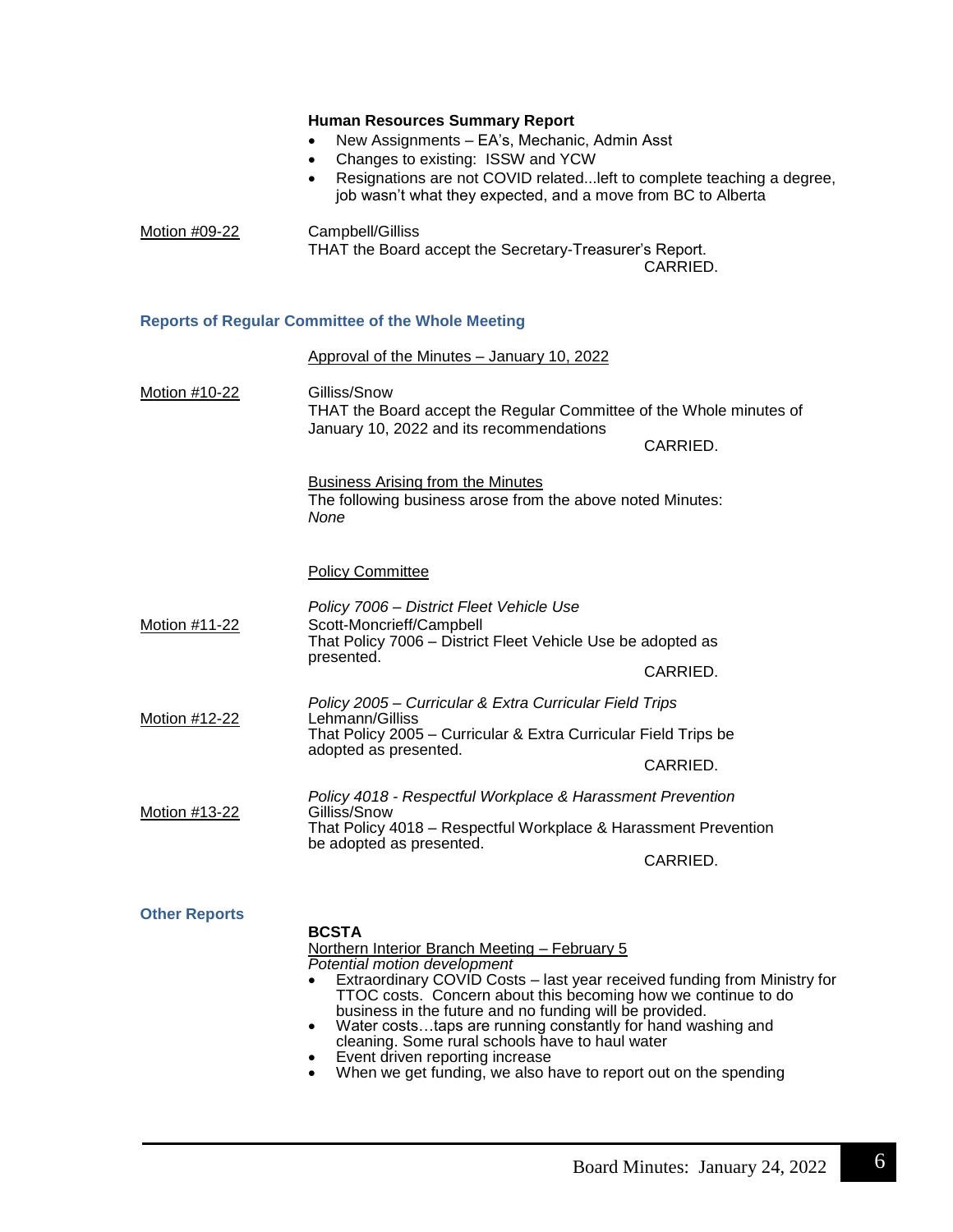**Human Resources Summary Report**

- New Assignments – EA's, Mechanic, Admin Asst
- Changes to existing: ISSW and YCW
- Resignations are not COVID related...left to complete teaching a degree, job wasn't what they expected, and a move from BC to Alberta

Motion #09-22

Campbell/Gilliss
THAT the Board accept the Secretary-Treasurer's Report.

CARRIED.

## Reports of Regular Committee of the Whole Meeting

Approval of the Minutes – January 10, 2022

Motion #10-22

Gilliss/Snow
THAT the Board accept the Regular Committee of the Whole minutes of January 10, 2022 and its recommendations

CARRIED.

Business Arising from the Minutes
The following business arose from the above noted Minutes:
*None*

Policy Committee

*Policy 7006 – District Fleet Vehicle Use*

Motion #11-22

Scott-Moncrieff/Campbell
That Policy 7006 – District Fleet Vehicle Use be adopted as presented.

CARRIED.

*Policy 2005 – Curricular & Extra Curricular Field Trips*

Motion #12-22

Lehmann/Gilliss
That Policy 2005 – Curricular & Extra Curricular Field Trips be adopted as presented.

CARRIED.

*Policy 4018 - Respectful Workplace & Harassment Prevention*

Motion #13-22

Gilliss/Snow
That Policy 4018 – Respectful Workplace & Harassment Prevention be adopted as presented.

CARRIED.

## Other Reports

**BCSTA**
Northern Interior Branch Meeting – February 5
*Potential motion development*

- Extraordinary COVID Costs – last year received funding from Ministry for TTOC costs. Concern about this becoming how we continue to do business in the future and no funding will be provided.
- Water costs…taps are running constantly for hand washing and cleaning. Some rural schools have to haul water
- Event driven reporting increase
- When we get funding, we also have to report out on the spending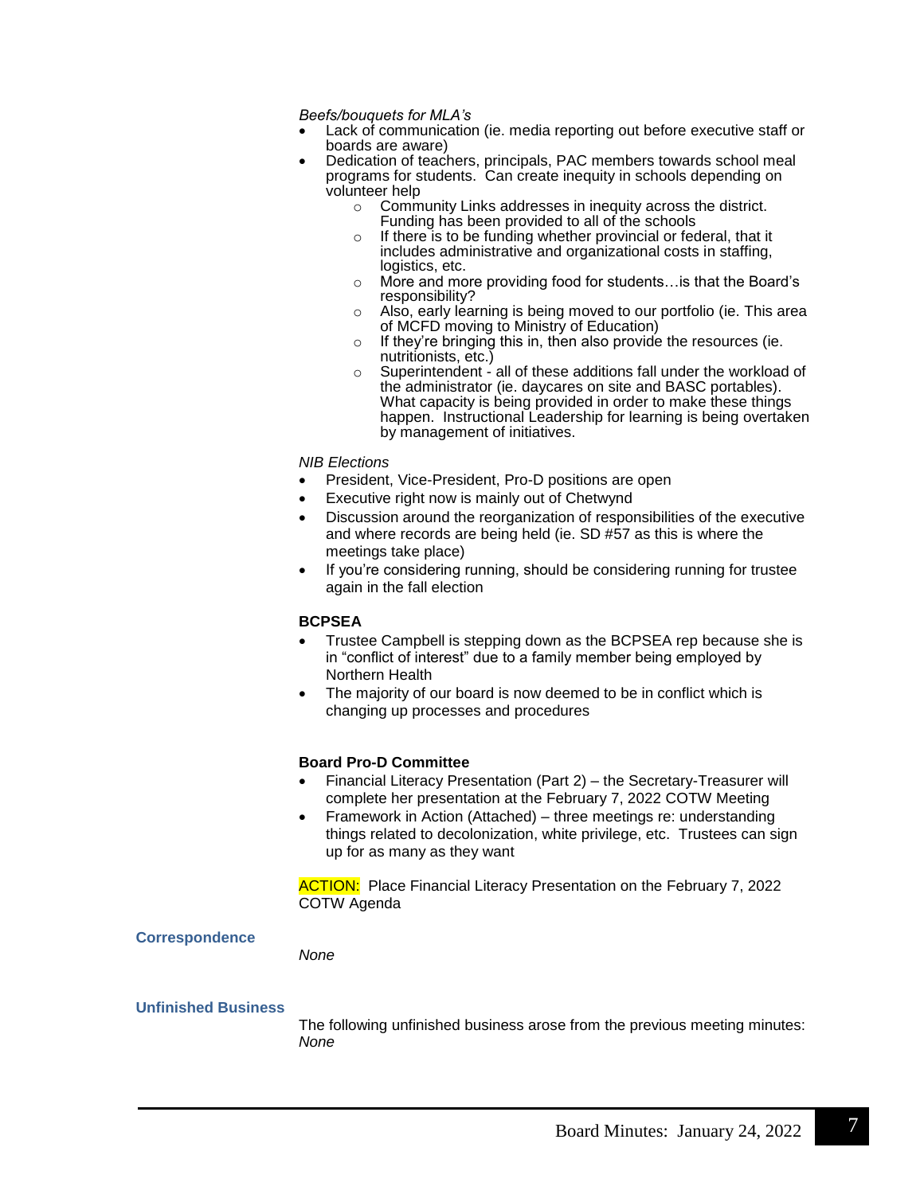*Beefs/bouquets for MLA's*

- Lack of communication (ie. media reporting out before executive staff or boards are aware)
- Dedication of teachers, principals, PAC members towards school meal programs for students. Can create inequity in schools depending on volunteer help
    - Community Links addresses in inequity across the district. Funding has been provided to all of the schools
    - If there is to be funding whether provincial or federal, that it includes administrative and organizational costs in staffing, logistics, etc.
    - More and more providing food for students…is that the Board's responsibility?
    - Also, early learning is being moved to our portfolio (ie. This area of MCFD moving to Ministry of Education)
    - If they're bringing this in, then also provide the resources (ie. nutritionists, etc.)
    - Superintendent - all of these additions fall under the workload of the administrator (ie. daycares on site and BASC portables). What capacity is being provided in order to make these things happen. Instructional Leadership for learning is being overtaken by management of initiatives.

*NIB Elections*

- President, Vice-President, Pro-D positions are open
- Executive right now is mainly out of Chetwynd
- Discussion around the reorganization of responsibilities of the executive and where records are being held (ie. SD #57 as this is where the meetings take place)
- If you're considering running, should be considering running for trustee again in the fall election

**BCPSEA**

- Trustee Campbell is stepping down as the BCPSEA rep because she is in "conflict of interest" due to a family member being employed by Northern Health
- The majority of our board is now deemed to be in conflict which is changing up processes and procedures

**Board Pro-D Committee**

- Financial Literacy Presentation (Part 2) – the Secretary-Treasurer will complete her presentation at the February 7, 2022 COTW Meeting
- Framework in Action (Attached) – three meetings re: understanding things related to decolonization, white privilege, etc. Trustees can sign up for as many as they want

ACTION: Place Financial Literacy Presentation on the February 7, 2022 COTW Agenda

## Correspondence

*None*

## Unfinished Business

The following unfinished business arose from the previous meeting minutes: *None*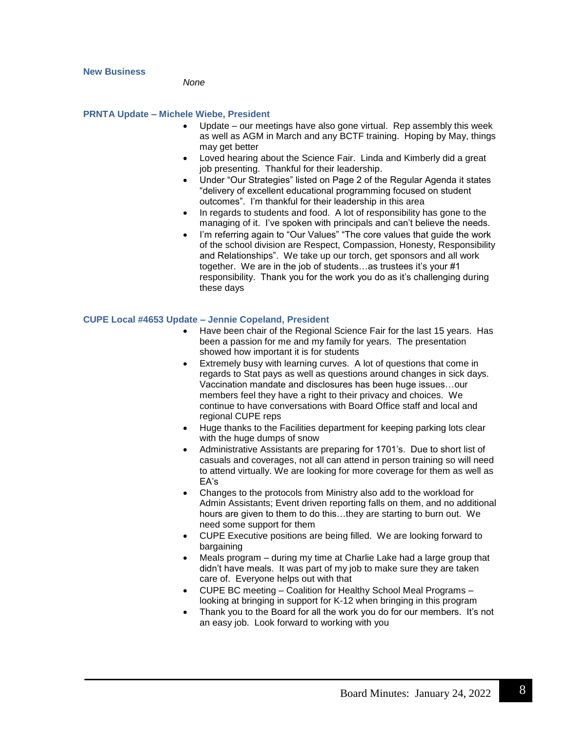### New Business

*None*

### PRNTA Update – Michele Wiebe, President

- Update – our meetings have also gone virtual. Rep assembly this week as well as AGM in March and any BCTF training. Hoping by May, things may get better
- Loved hearing about the Science Fair. Linda and Kimberly did a great job presenting. Thankful for their leadership.
- Under "Our Strategies" listed on Page 2 of the Regular Agenda it states "delivery of excellent educational programming focused on student outcomes". I'm thankful for their leadership in this area
- In regards to students and food. A lot of responsibility has gone to the managing of it. I've spoken with principals and can't believe the needs.
- I'm referring again to "Our Values" "The core values that guide the work of the school division are Respect, Compassion, Honesty, Responsibility and Relationships". We take up our torch, get sponsors and all work together. We are in the job of students…as trustees it's your #1 responsibility. Thank you for the work you do as it's challenging during these days

### CUPE Local #4653 Update – Jennie Copeland, President

- Have been chair of the Regional Science Fair for the last 15 years. Has been a passion for me and my family for years. The presentation showed how important it is for students
- Extremely busy with learning curves. A lot of questions that come in regards to Stat pays as well as questions around changes in sick days. Vaccination mandate and disclosures has been huge issues…our members feel they have a right to their privacy and choices. We continue to have conversations with Board Office staff and local and regional CUPE reps
- Huge thanks to the Facilities department for keeping parking lots clear with the huge dumps of snow
- Administrative Assistants are preparing for 1701's. Due to short list of casuals and coverages, not all can attend in person training so will need to attend virtually. We are looking for more coverage for them as well as EA's
- Changes to the protocols from Ministry also add to the workload for Admin Assistants; Event driven reporting falls on them, and no additional hours are given to them to do this…they are starting to burn out. We need some support for them
- CUPE Executive positions are being filled. We are looking forward to bargaining
- Meals program – during my time at Charlie Lake had a large group that didn't have meals. It was part of my job to make sure they are taken care of. Everyone helps out with that
- CUPE BC meeting – Coalition for Healthy School Meal Programs – looking at bringing in support for K-12 when bringing in this program
- Thank you to the Board for all the work you do for our members. It's not an easy job. Look forward to working with you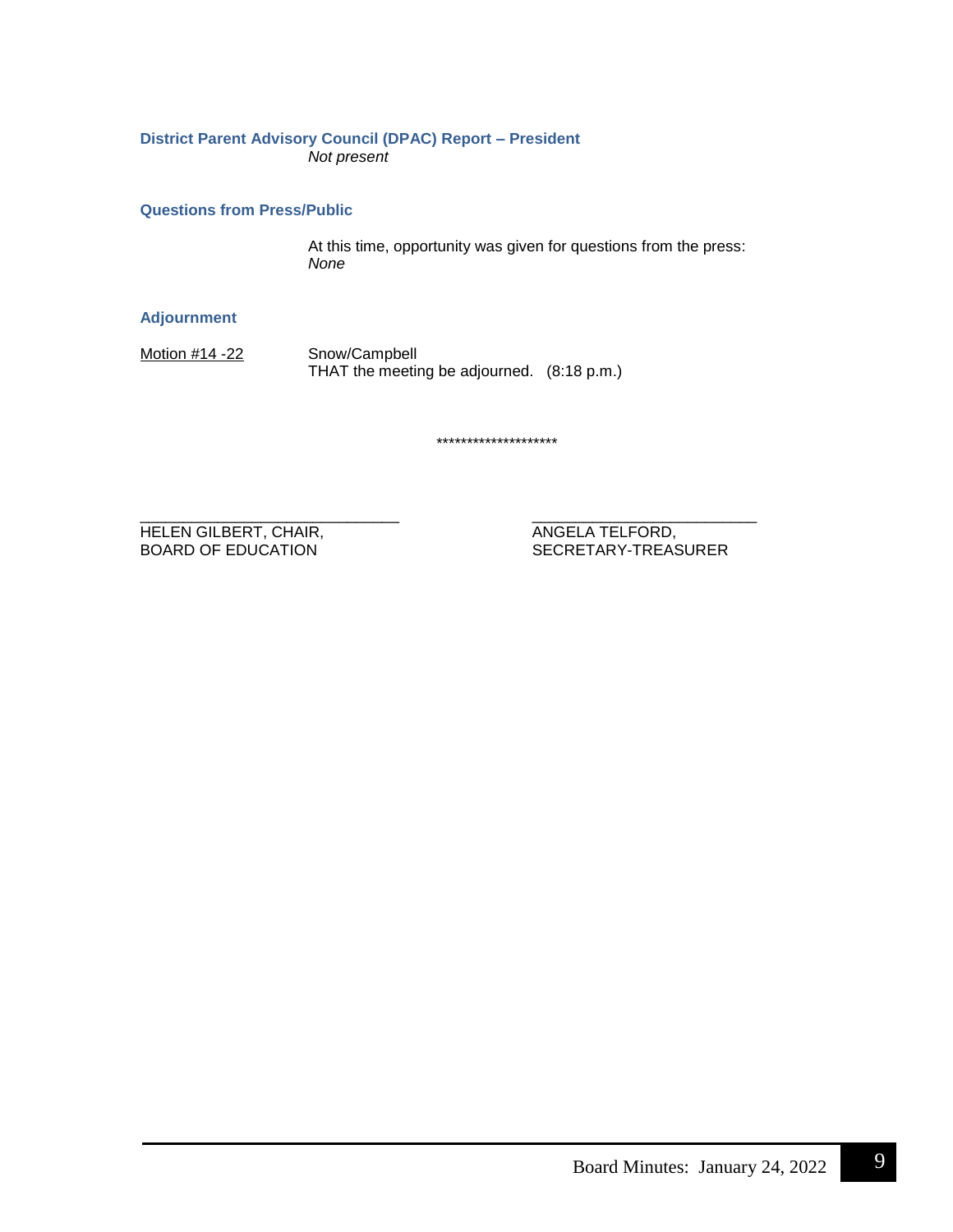### District Parent Advisory Council (DPAC) Report – President

*Not present*

### Questions from Press/Public

At this time, opportunity was given for questions from the press:
*None*

### Adjournment

Motion #14 -22 — Snow/Campbell
THAT the meeting be adjourned. (8:18 p.m.)

********************

| | |
|---|---|
| _____________________________ | _____________________________ |
| HELEN GILBERT, CHAIR, | ANGELA TELFORD, |
| BOARD OF EDUCATION | SECRETARY-TREASURER |